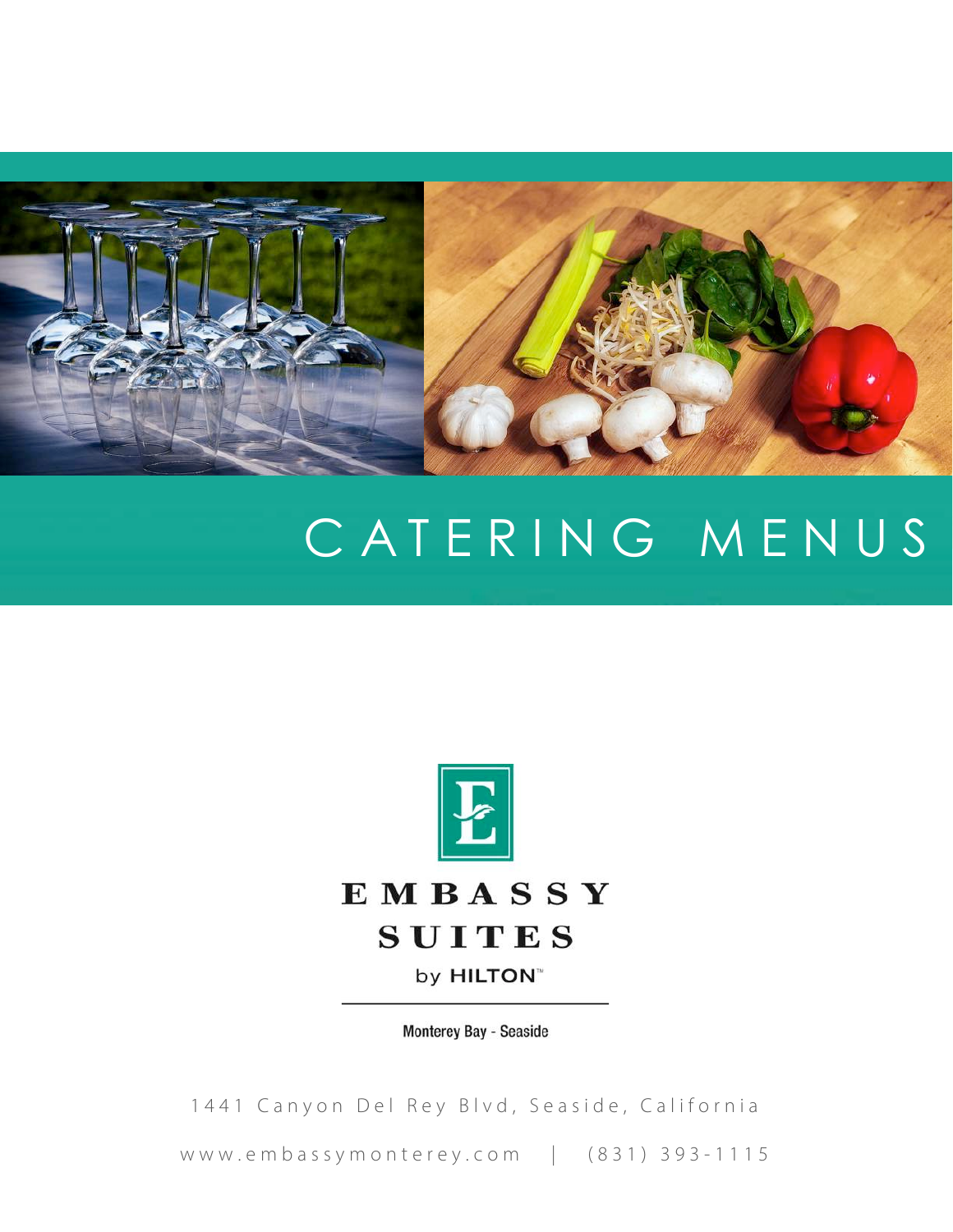# CATERING MENUS

**EMBASSY SUITES**

by HILTON™

Monterey Bay - Seaside

1441 Canyon Del Rey Blvd, Seaside, California

www.embassymonterey.com | (831) 393-1115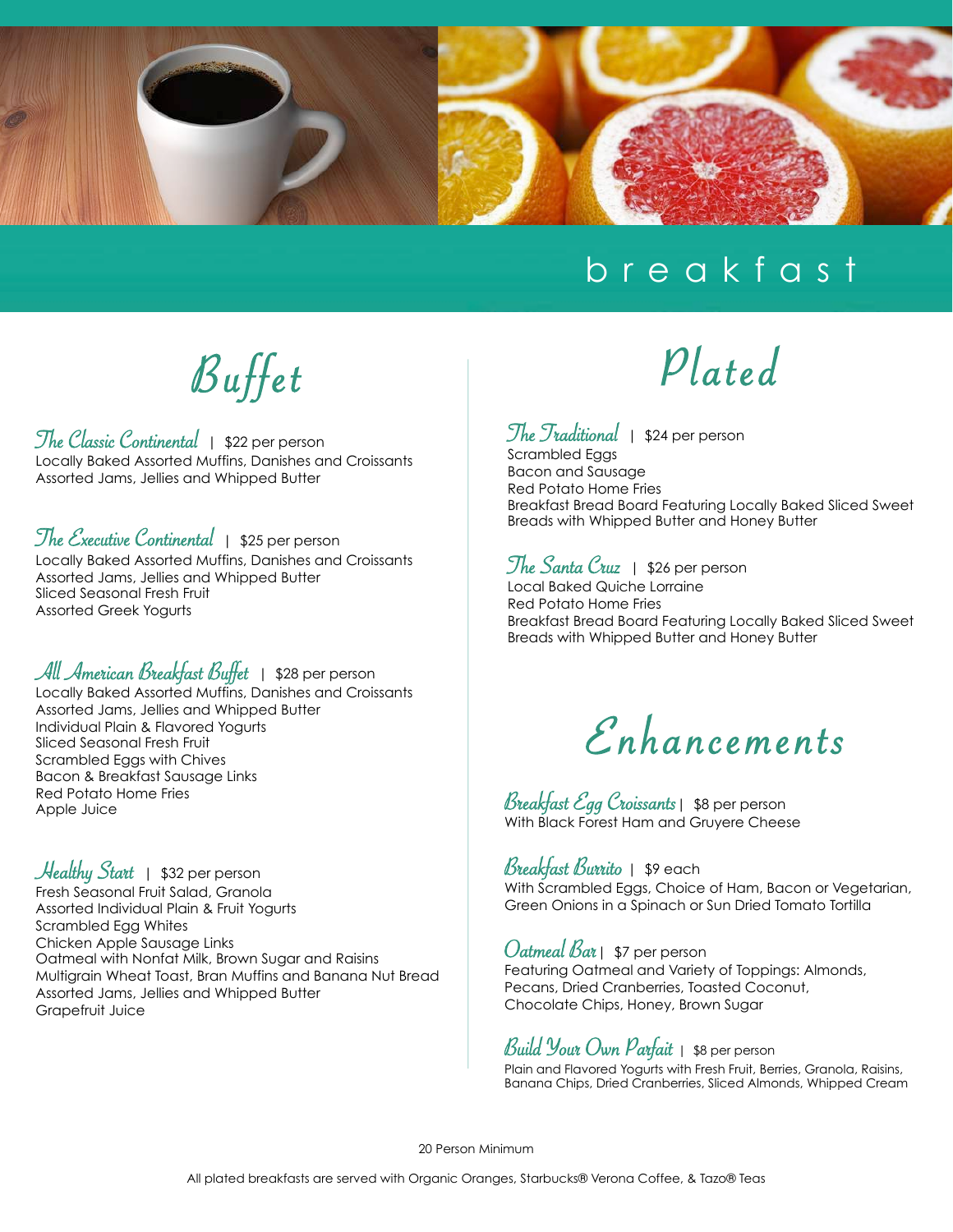# breakfast

## Buffet

### The Classic Continental | $22 per person

Locally Baked Assorted Muffins, Danishes and Croissants
Assorted Jams, Jellies and Whipped Butter

### The Executive Continental | $25 per person

Locally Baked Assorted Muffins, Danishes and Croissants
Assorted Jams, Jellies and Whipped Butter
Sliced Seasonal Fresh Fruit
Assorted Greek Yogurts

### All American Breakfast Buffet | $28 per person

Locally Baked Assorted Muffins, Danishes and Croissants
Assorted Jams, Jellies and Whipped Butter
Individual Plain & Flavored Yogurts
Sliced Seasonal Fresh Fruit
Scrambled Eggs with Chives
Bacon & Breakfast Sausage Links
Red Potato Home Fries
Apple Juice

### Healthy Start | $32 per person

Fresh Seasonal Fruit Salad, Granola
Assorted Individual Plain & Fruit Yogurts
Scrambled Egg Whites
Chicken Apple Sausage Links
Oatmeal with Nonfat Milk, Brown Sugar and Raisins
Multigrain Wheat Toast, Bran Muffins and Banana Nut Bread
Assorted Jams, Jellies and Whipped Butter
Grapefruit Juice

## Plated

### The Traditional | $24 per person

Scrambled Eggs
Bacon and Sausage
Red Potato Home Fries
Breakfast Bread Board Featuring Locally Baked Sliced Sweet Breads with Whipped Butter and Honey Butter

### The Santa Cruz | $26 per person

Local Baked Quiche Lorraine
Red Potato Home Fries
Breakfast Bread Board Featuring Locally Baked Sliced Sweet Breads with Whipped Butter and Honey Butter

## Enhancements

### Breakfast Egg Croissants | $8 per person

With Black Forest Ham and Gruyere Cheese

### Breakfast Burrito | $9 each

With Scrambled Eggs, Choice of Ham, Bacon or Vegetarian, Green Onions in a Spinach or Sun Dried Tomato Tortilla

### Oatmeal Bar | $7 per person

Featuring Oatmeal and Variety of Toppings: Almonds, Pecans, Dried Cranberries, Toasted Coconut, Chocolate Chips, Honey, Brown Sugar

### Build Your Own Parfait | $8 per person

Plain and Flavored Yogurts with Fresh Fruit, Berries, Granola, Raisins, Banana Chips, Dried Cranberries, Sliced Almonds, Whipped Cream

20 Person Minimum

All plated breakfasts are served with Organic Oranges, Starbucks® Verona Coffee, & Tazo® Teas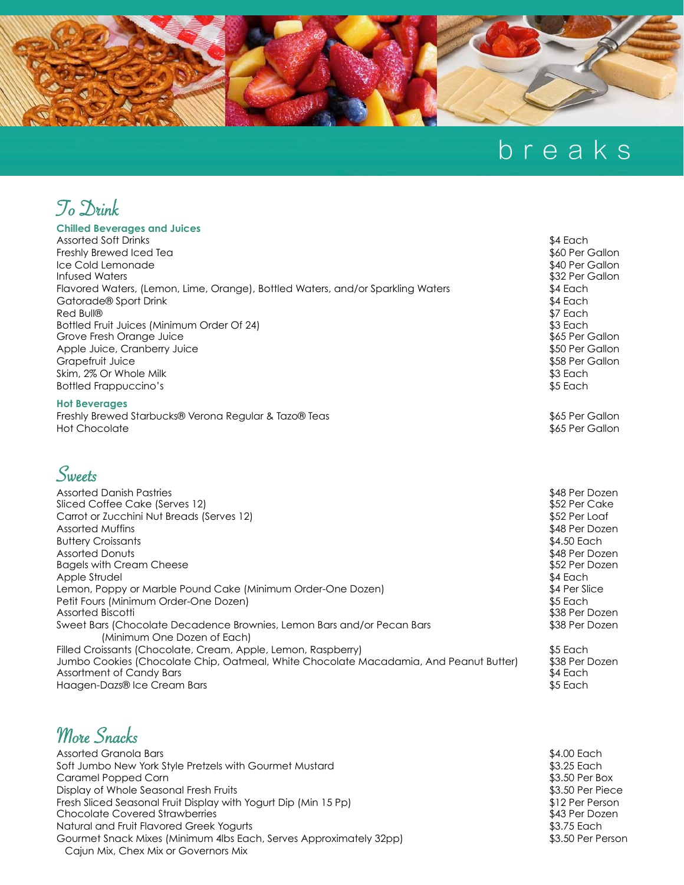# breaks

## To Drink

### Chilled Beverages and Juices

| Item | Price |
|---|---|
| Assorted Soft Drinks | $4 Each |
| Freshly Brewed Iced Tea | $60 Per Gallon |
| Ice Cold Lemonade | $40 Per Gallon |
| Infused Waters | $32 Per Gallon |
| Flavored Waters, (Lemon, Lime, Orange), Bottled Waters, and/or Sparkling Waters | $4 Each |
| Gatorade® Sport Drink | $4 Each |
| Red Bull® | $7 Each |
| Bottled Fruit Juices (Minimum Order Of 24) | $3 Each |
| Grove Fresh Orange Juice | $65 Per Gallon |
| Apple Juice, Cranberry Juice | $50 Per Gallon |
| Grapefruit Juice | $58 Per Gallon |
| Skim, 2% Or Whole Milk | $3 Each |
| Bottled Frappuccino's | $5 Each |

### Hot Beverages

| Item | Price |
|---|---|
| Freshly Brewed Starbucks® Verona Regular & Tazo® Teas | $65 Per Gallon |
| Hot Chocolate | $65 Per Gallon |

## Sweets

| Item | Price |
|---|---|
| Assorted Danish Pastries | $48 Per Dozen |
| Sliced Coffee Cake (Serves 12) | $52 Per Cake |
| Carrot or Zucchini Nut Breads (Serves 12) | $52 Per Loaf |
| Assorted Muffins | $48 Per Dozen |
| Buttery Croissants | $4.50 Each |
| Assorted Donuts | $48 Per Dozen |
| Bagels with Cream Cheese | $52 Per Dozen |
| Apple Strudel | $4 Each |
| Lemon, Poppy or Marble Pound Cake (Minimum Order-One Dozen) | $4 Per Slice |
| Petit Fours (Minimum Order-One Dozen) | $5 Each |
| Assorted Biscotti | $38 Per Dozen |
| Sweet Bars (Chocolate Decadence Brownies, Lemon Bars and/or Pecan Bars (Minimum One Dozen of Each) | $38 Per Dozen |
| Filled Croissants (Chocolate, Cream, Apple, Lemon, Raspberry) | $5 Each |
| Jumbo Cookies (Chocolate Chip, Oatmeal, White Chocolate Macadamia, And Peanut Butter) | $38 Per Dozen |
| Assortment of Candy Bars | $4 Each |
| Haagen-Dazs® Ice Cream Bars | $5 Each |

## More Snacks

| Item | Price |
|---|---|
| Assorted Granola Bars | $4.00 Each |
| Soft Jumbo New York Style Pretzels with Gourmet Mustard | $3.25 Each |
| Caramel Popped Corn | $3.50 Per Box |
| Display of Whole Seasonal Fresh Fruits | $3.50 Per Piece |
| Fresh Sliced Seasonal Fruit Display with Yogurt Dip (Min 15 Pp) | $12 Per Person |
| Chocolate Covered Strawberries | $43 Per Dozen |
| Natural and Fruit Flavored Greek Yogurts | $3.75 Each |
| Gourmet Snack Mixes (Minimum 4lbs Each, Serves Approximately 32pp) Cajun Mix, Chex Mix or Governors Mix | $3.50 Per Person |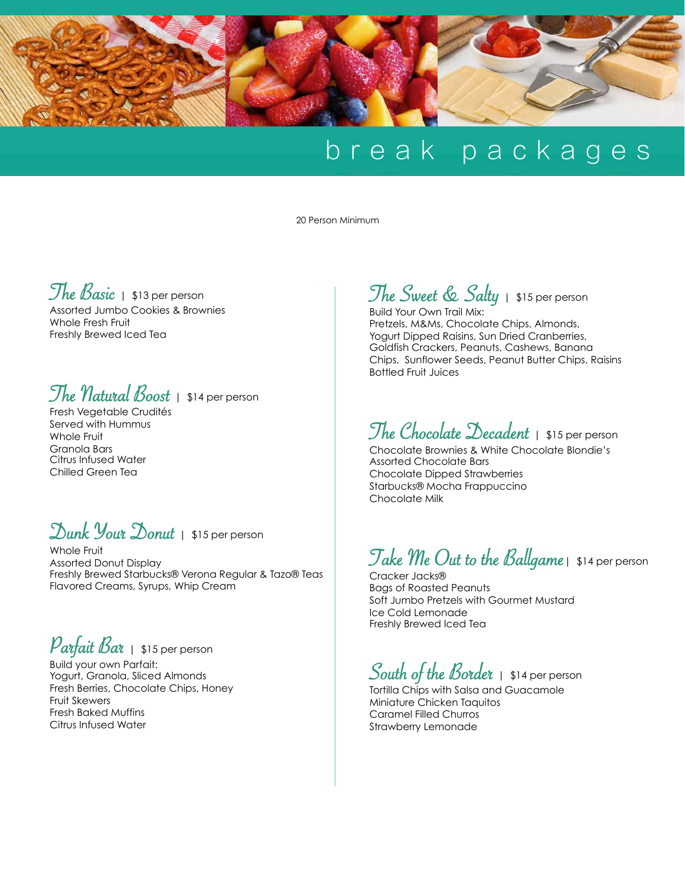# break packages

20 Person Minimum

## The Basic | $13 per person

Assorted Jumbo Cookies & Brownies
Whole Fresh Fruit
Freshly Brewed Iced Tea

## The Natural Boost | $14 per person

Fresh Vegetable Crudités
Served with Hummus
Whole Fruit
Granola Bars
Citrus Infused Water
Chilled Green Tea

## Dunk Your Donut | $15 per person

Whole Fruit
Assorted Donut Display
Freshly Brewed Starbucks® Verona Regular & Tazo® Teas
Flavored Creams, Syrups, Whip Cream

## Parfait Bar | $15 per person

Build your own Parfait:
Yogurt, Granola, Sliced Almonds
Fresh Berries, Chocolate Chips, Honey
Fruit Skewers
Fresh Baked Muffins
Citrus Infused Water

## The Sweet & Salty | $15 per person

Build Your Own Trail Mix:
Pretzels, M&Ms, Chocolate Chips, Almonds, Yogurt Dipped Raisins, Sun Dried Cranberries, Goldfish Crackers, Peanuts, Cashews, Banana Chips, Sunflower Seeds, Peanut Butter Chips, Raisins
Bottled Fruit Juices

## The Chocolate Decadent | $15 per person

Chocolate Brownies & White Chocolate Blondie's
Assorted Chocolate Bars
Chocolate Dipped Strawberries
Starbucks® Mocha Frappuccino
Chocolate Milk

## Take Me Out to the Ballgame | $14 per person

Cracker Jacks®
Bags of Roasted Peanuts
Soft Jumbo Pretzels with Gourmet Mustard
Ice Cold Lemonade
Freshly Brewed Iced Tea

## South of the Border | $14 per person

Tortilla Chips with Salsa and Guacamole
Miniature Chicken Taquitos
Caramel Filled Churros
Strawberry Lemonade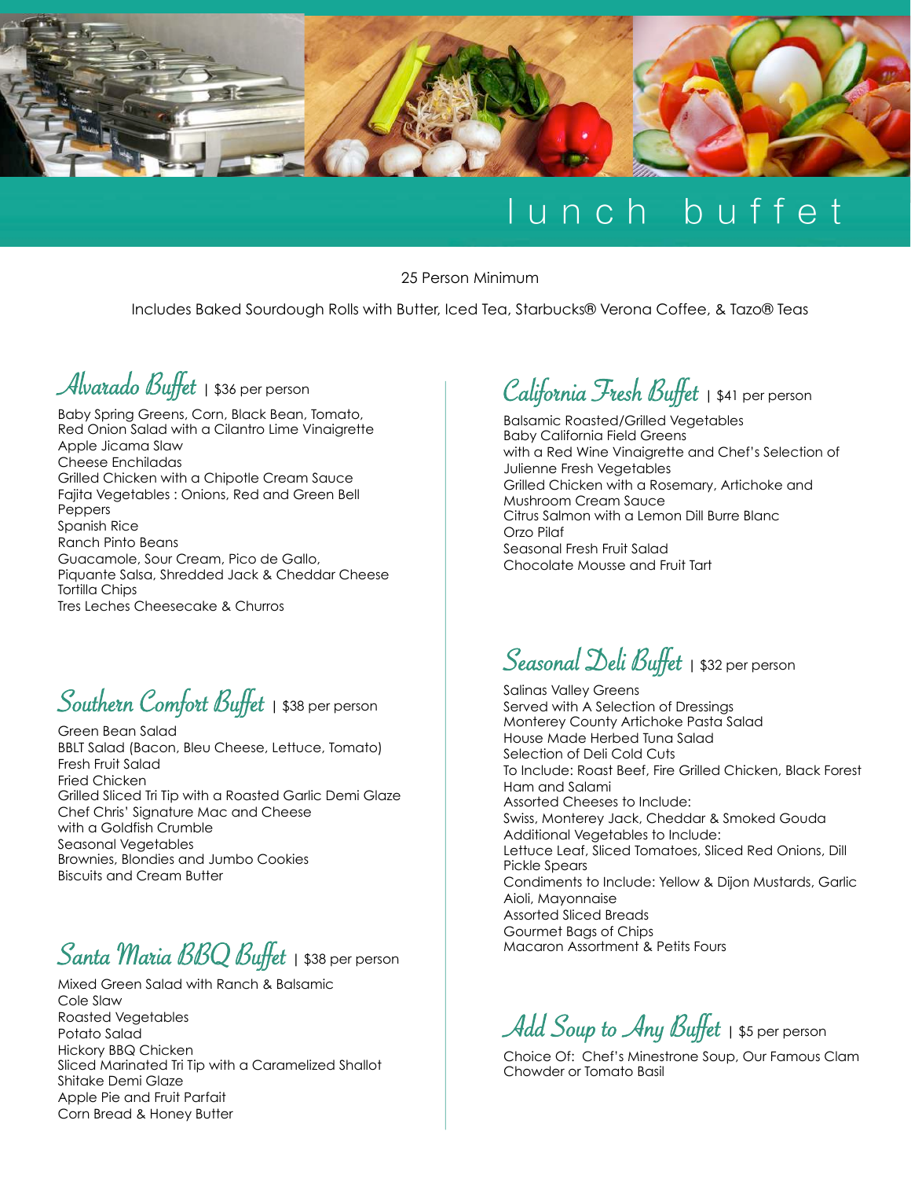# lunch buffet

25 Person Minimum

Includes Baked Sourdough Rolls with Butter, Iced Tea, Starbucks® Verona Coffee, & Tazo® Teas

## Alvarado Buffet | $36 per person

Baby Spring Greens, Corn, Black Bean, Tomato, Red Onion Salad with a Cilantro Lime Vinaigrette
Apple Jicama Slaw
Cheese Enchiladas
Grilled Chicken with a Chipotle Cream Sauce
Fajita Vegetables : Onions, Red and Green Bell Peppers
Spanish Rice
Ranch Pinto Beans
Guacamole, Sour Cream, Pico de Gallo, Piquante Salsa, Shredded Jack & Cheddar Cheese
Tortilla Chips
Tres Leches Cheesecake & Churros

## Southern Comfort Buffet | $38 per person

Green Bean Salad
BBLT Salad (Bacon, Bleu Cheese, Lettuce, Tomato)
Fresh Fruit Salad
Fried Chicken
Grilled Sliced Tri Tip with a Roasted Garlic Demi Glaze
Chef Chris' Signature Mac and Cheese with a Goldfish Crumble
Seasonal Vegetables
Brownies, Blondies and Jumbo Cookies
Biscuits and Cream Butter

## Santa Maria BBQ Buffet | $38 per person

Mixed Green Salad with Ranch & Balsamic
Cole Slaw
Roasted Vegetables
Potato Salad
Hickory BBQ Chicken
Sliced Marinated Tri Tip with a Caramelized Shallot Shitake Demi Glaze
Apple Pie and Fruit Parfait
Corn Bread & Honey Butter

## California Fresh Buffet | $41 per person

Balsamic Roasted/Grilled Vegetables
Baby California Field Greens with a Red Wine Vinaigrette and Chef's Selection of Julienne Fresh Vegetables
Grilled Chicken with a Rosemary, Artichoke and Mushroom Cream Sauce
Citrus Salmon with a Lemon Dill Burre Blanc
Orzo Pilaf
Seasonal Fresh Fruit Salad
Chocolate Mousse and Fruit Tart

## Seasonal Deli Buffet | $32 per person

Salinas Valley Greens
Served with A Selection of Dressings
Monterey County Artichoke Pasta Salad
House Made Herbed Tuna Salad
Selection of Deli Cold Cuts
To Include: Roast Beef, Fire Grilled Chicken, Black Forest Ham and Salami
Assorted Cheeses to Include:
Swiss, Monterey Jack, Cheddar & Smoked Gouda
Additional Vegetables to Include:
Lettuce Leaf, Sliced Tomatoes, Sliced Red Onions, Dill Pickle Spears
Condiments to Include: Yellow & Dijon Mustards, Garlic Aioli, Mayonnaise
Assorted Sliced Breads
Gourmet Bags of Chips
Macaron Assortment & Petits Fours

## Add Soup to Any Buffet | $5 per person

Choice Of: Chef's Minestrone Soup, Our Famous Clam Chowder or Tomato Basil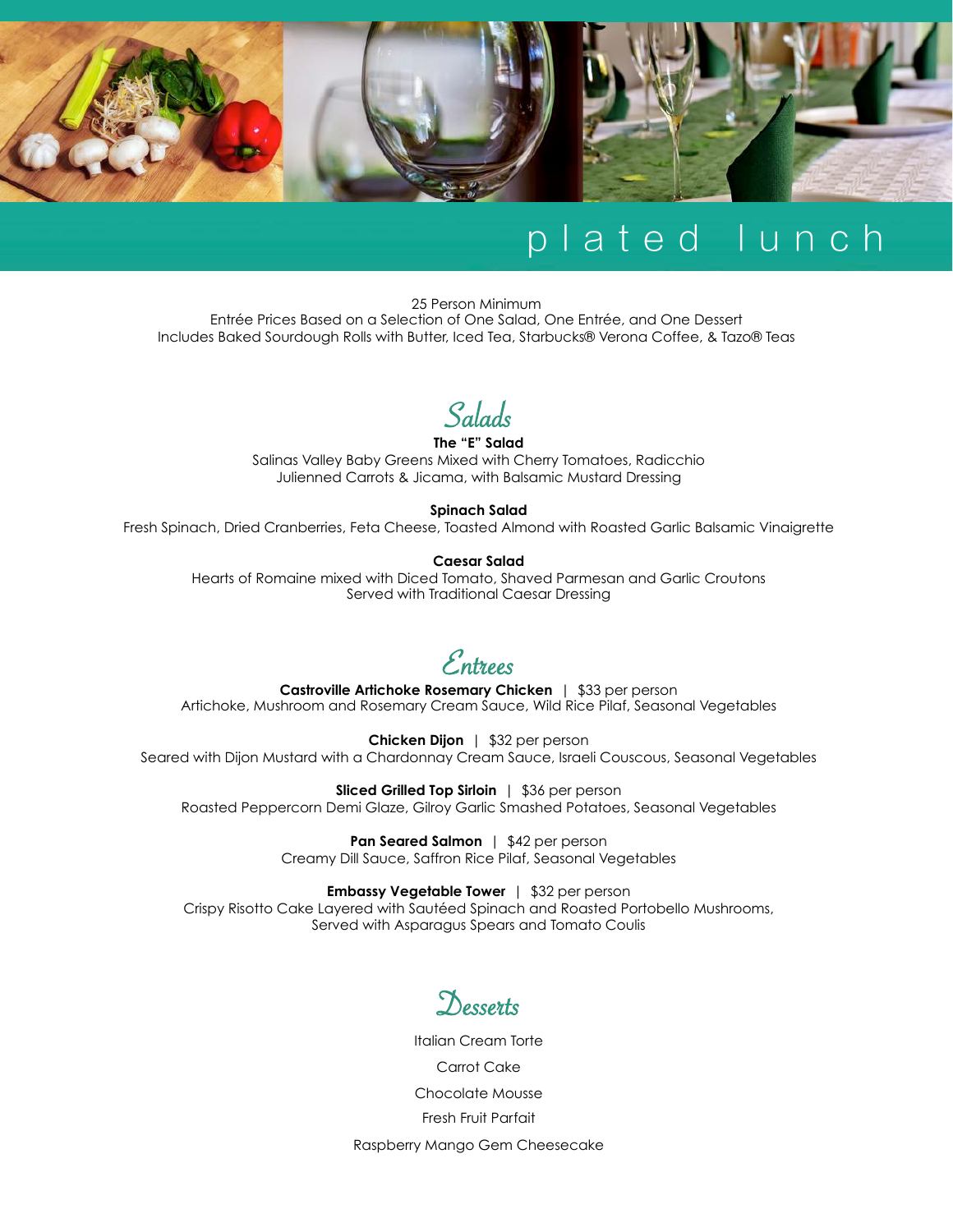# plated lunch

25 Person Minimum
Entrée Prices Based on a Selection of One Salad, One Entrée, and One Dessert
Includes Baked Sourdough Rolls with Butter, Iced Tea, Starbucks® Verona Coffee, & Tazo® Teas

## Salads

**The "E" Salad**
Salinas Valley Baby Greens Mixed with Cherry Tomatoes, Radicchio
Julienned Carrots & Jicama, with Balsamic Mustard Dressing

**Spinach Salad**
Fresh Spinach, Dried Cranberries, Feta Cheese, Toasted Almond with Roasted Garlic Balsamic Vinaigrette

**Caesar Salad**
Hearts of Romaine mixed with Diced Tomato, Shaved Parmesan and Garlic Croutons
Served with Traditional Caesar Dressing

## Entrees

**Castroville Artichoke Rosemary Chicken** | $33 per person
Artichoke, Mushroom and Rosemary Cream Sauce, Wild Rice Pilaf, Seasonal Vegetables

**Chicken Dijon** | $32 per person
Seared with Dijon Mustard with a Chardonnay Cream Sauce, Israeli Couscous, Seasonal Vegetables

**Sliced Grilled Top Sirloin** | $36 per person
Roasted Peppercorn Demi Glaze, Gilroy Garlic Smashed Potatoes, Seasonal Vegetables

**Pan Seared Salmon** | $42 per person
Creamy Dill Sauce, Saffron Rice Pilaf, Seasonal Vegetables

**Embassy Vegetable Tower** | $32 per person
Crispy Risotto Cake Layered with Sautéed Spinach and Roasted Portobello Mushrooms,
Served with Asparagus Spears and Tomato Coulis

## Desserts

Italian Cream Torte

Carrot Cake

Chocolate Mousse

Fresh Fruit Parfait

Raspberry Mango Gem Cheesecake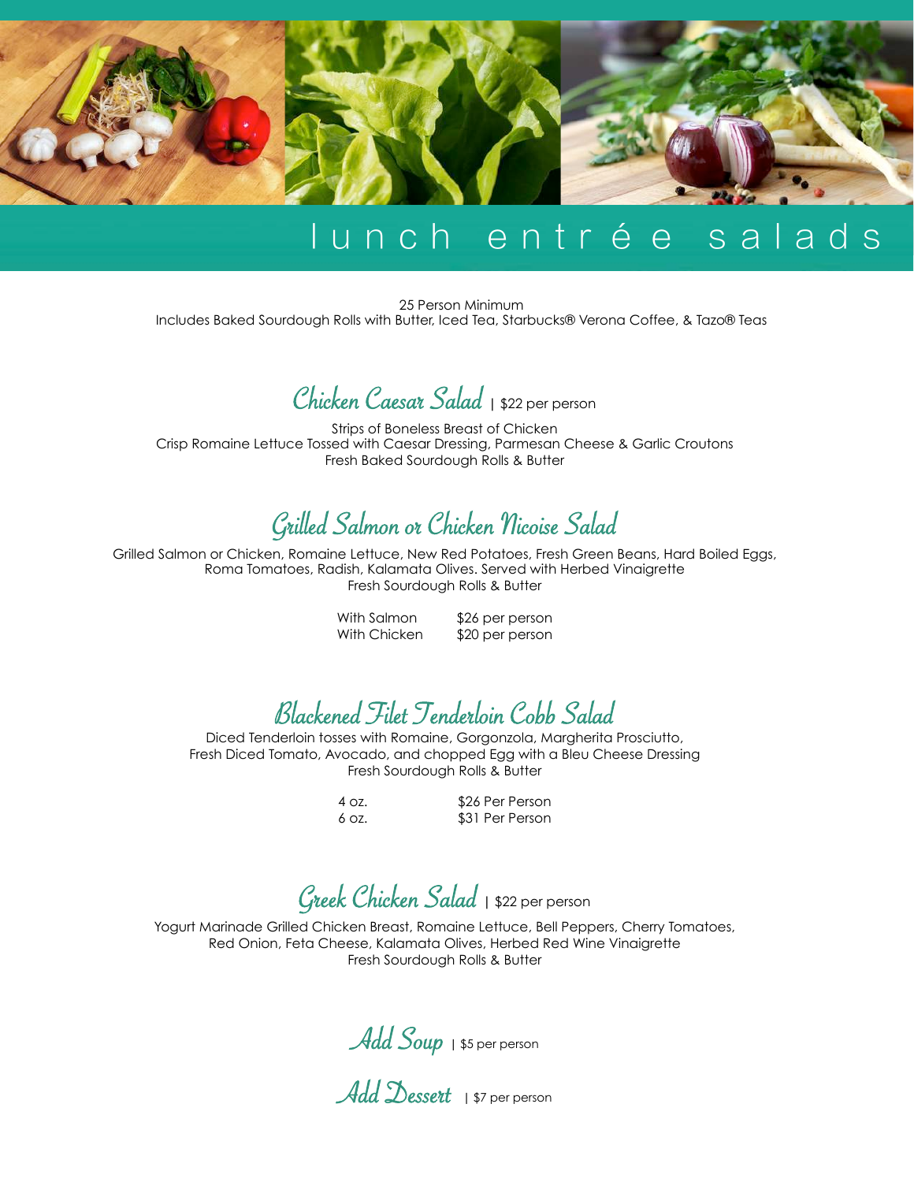# lunch entrée salads

25 Person Minimum
Includes Baked Sourdough Rolls with Butter, Iced Tea, Starbucks® Verona Coffee, & Tazo® Teas

## *Chicken Caesar Salad* | $22 per person

Strips of Boneless Breast of Chicken
Crisp Romaine Lettuce Tossed with Caesar Dressing, Parmesan Cheese & Garlic Croutons
Fresh Baked Sourdough Rolls & Butter

## *Grilled Salmon or Chicken Nicoise Salad*

Grilled Salmon or Chicken, Romaine Lettuce, New Red Potatoes, Fresh Green Beans, Hard Boiled Eggs,
Roma Tomatoes, Radish, Kalamata Olives. Served with Herbed Vinaigrette
Fresh Sourdough Rolls & Butter

| | |
|---|---|
| With Salmon | $26 per person |
| With Chicken | $20 per person |

## *Blackened Filet Tenderloin Cobb Salad*

Diced Tenderloin tosses with Romaine, Gorgonzola, Margherita Prosciutto,
Fresh Diced Tomato, Avocado, and chopped Egg with a Bleu Cheese Dressing
Fresh Sourdough Rolls & Butter

| | |
|---|---|
| 4 oz. | $26 Per Person |
| 6 oz. | $31 Per Person |

## *Greek Chicken Salad* | $22 per person

Yogurt Marinade Grilled Chicken Breast, Romaine Lettuce, Bell Peppers, Cherry Tomatoes,
Red Onion, Feta Cheese, Kalamata Olives, Herbed Red Wine Vinaigrette
Fresh Sourdough Rolls & Butter

## *Add Soup* | $5 per person

## *Add Dessert* | $7 per person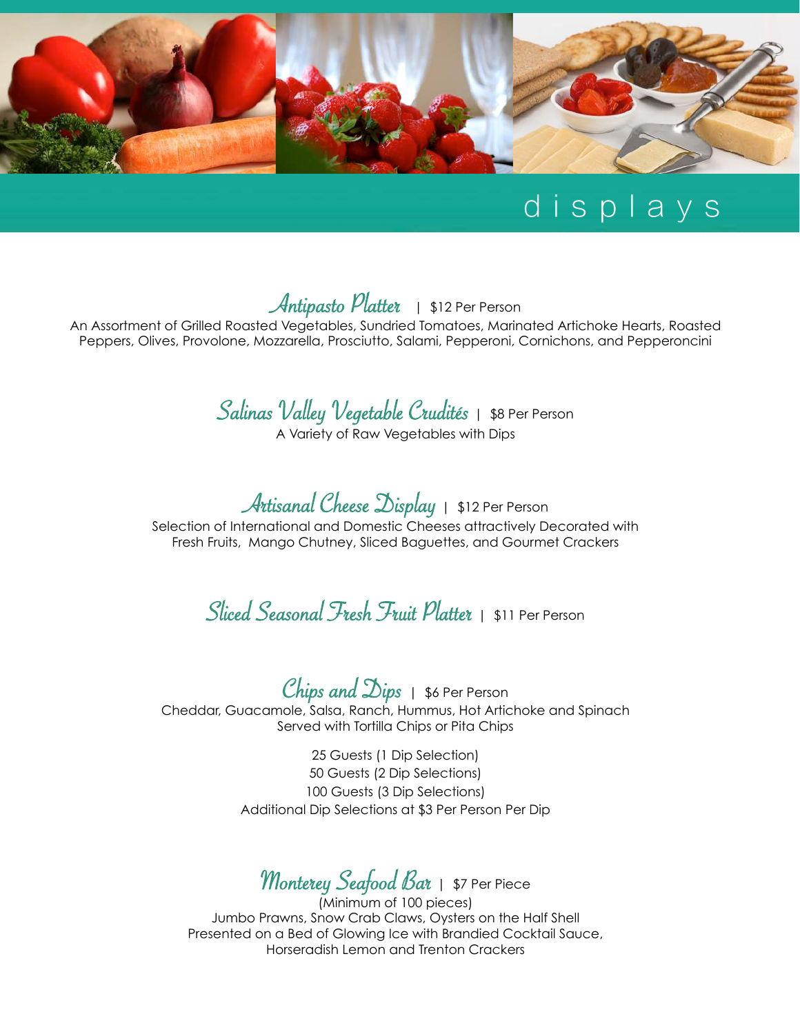# displays

## *Antipasto Platter* | $12 Per Person

An Assortment of Grilled Roasted Vegetables, Sundried Tomatoes, Marinated Artichoke Hearts, Roasted Peppers, Olives, Provolone, Mozzarella, Prosciutto, Salami, Pepperoni, Cornichons, and Pepperoncini

## *Salinas Valley Vegetable Crudités* | $8 Per Person

A Variety of Raw Vegetables with Dips

## *Artisanal Cheese Display* | $12 Per Person

Selection of International and Domestic Cheeses attractively Decorated with Fresh Fruits, Mango Chutney, Sliced Baguettes, and Gourmet Crackers

## *Sliced Seasonal Fresh Fruit Platter* | $11 Per Person

## *Chips and Dips* | $6 Per Person

Cheddar, Guacamole, Salsa, Ranch, Hummus, Hot Artichoke and Spinach
Served with Tortilla Chips or Pita Chips

25 Guests (1 Dip Selection)
50 Guests (2 Dip Selections)
100 Guests (3 Dip Selections)
Additional Dip Selections at $3 Per Person Per Dip

## *Monterey Seafood Bar* | $7 Per Piece

(Minimum of 100 pieces)
Jumbo Prawns, Snow Crab Claws, Oysters on the Half Shell
Presented on a Bed of Glowing Ice with Brandied Cocktail Sauce,
Horseradish Lemon and Trenton Crackers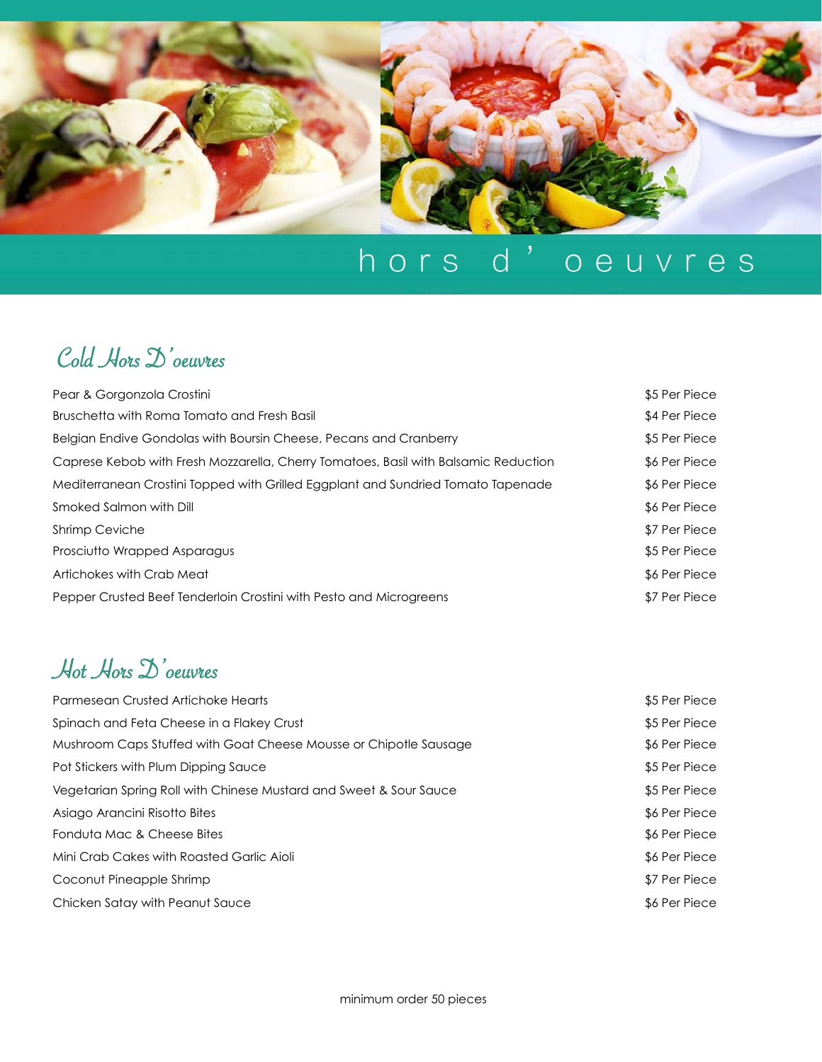# hors d' oeuvres

## Cold Hors D'oeuvres

| Item | Price |
| --- | --- |
| Pear & Gorgonzola Crostini | $5 Per Piece |
| Bruschetta with Roma Tomato and Fresh Basil | $4 Per Piece |
| Belgian Endive Gondolas with Boursin Cheese, Pecans and Cranberry | $5 Per Piece |
| Caprese Kebob with Fresh Mozzarella, Cherry Tomatoes, Basil with Balsamic Reduction | $6 Per Piece |
| Mediterranean Crostini Topped with Grilled Eggplant and Sundried Tomato Tapenade | $6 Per Piece |
| Smoked Salmon with Dill | $6 Per Piece |
| Shrimp Ceviche | $7 Per Piece |
| Prosciutto Wrapped Asparagus | $5 Per Piece |
| Artichokes with Crab Meat | $6 Per Piece |
| Pepper Crusted Beef Tenderloin Crostini with Pesto and Microgreens | $7 Per Piece |

## Hot Hors D'oeuvres

| Item | Price |
| --- | --- |
| Parmesean Crusted Artichoke Hearts | $5 Per Piece |
| Spinach and Feta Cheese in a Flakey Crust | $5 Per Piece |
| Mushroom Caps Stuffed with Goat Cheese Mousse or Chipotle Sausage | $6 Per Piece |
| Pot Stickers with Plum Dipping Sauce | $5 Per Piece |
| Vegetarian Spring Roll with Chinese Mustard and Sweet & Sour Sauce | $5 Per Piece |
| Asiago Arancini Risotto Bites | $6 Per Piece |
| Fonduta Mac & Cheese Bites | $6 Per Piece |
| Mini Crab Cakes with Roasted Garlic Aioli | $6 Per Piece |
| Coconut Pineapple Shrimp | $7 Per Piece |
| Chicken Satay with Peanut Sauce | $6 Per Piece |

minimum order 50 pieces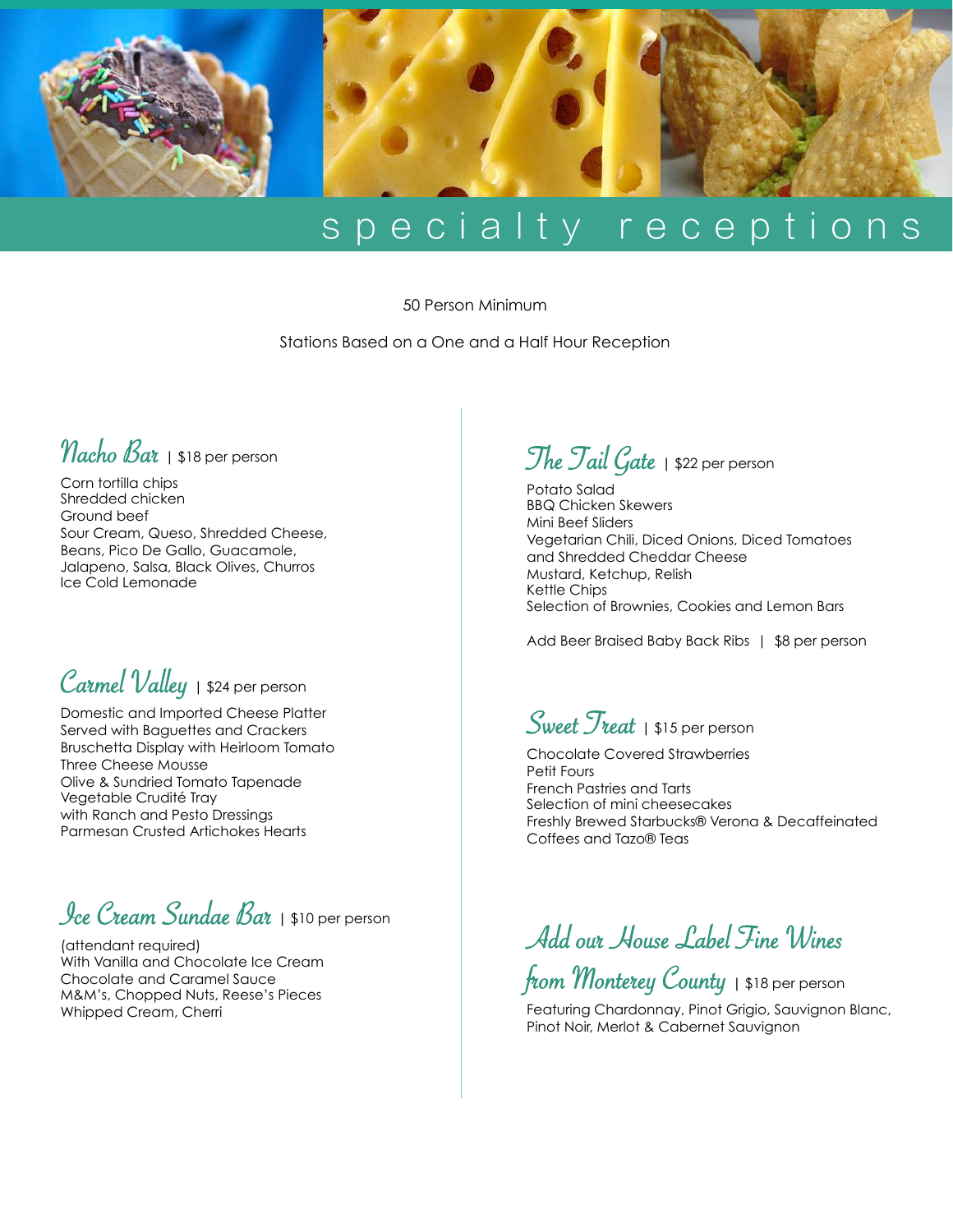# specialty receptions

50 Person Minimum

Stations Based on a One and a Half Hour Reception

## Nacho Bar | $18 per person

Corn tortilla chips
Shredded chicken
Ground beef
Sour Cream, Queso, Shredded Cheese, Beans, Pico De Gallo, Guacamole, Jalapeno, Salsa, Black Olives, Churros
Ice Cold Lemonade

## Carmel Valley | $24 per person

Domestic and Imported Cheese Platter Served with Baguettes and Crackers
Bruschetta Display with Heirloom Tomato
Three Cheese Mousse
Olive & Sundried Tomato Tapenade
Vegetable Crudité Tray with Ranch and Pesto Dressings
Parmesan Crusted Artichokes Hearts

## Ice Cream Sundae Bar | $10 per person

(attendant required)
With Vanilla and Chocolate Ice Cream
Chocolate and Caramel Sauce
M&M's, Chopped Nuts, Reese's Pieces
Whipped Cream, Cherri

## The Tail Gate | $22 per person

Potato Salad
BBQ Chicken Skewers
Mini Beef Sliders
Vegetarian Chili, Diced Onions, Diced Tomatoes and Shredded Cheddar Cheese
Mustard, Ketchup, Relish
Kettle Chips
Selection of Brownies, Cookies and Lemon Bars

Add Beer Braised Baby Back Ribs | $8 per person

## Sweet Treat | $15 per person

Chocolate Covered Strawberries
Petit Fours
French Pastries and Tarts
Selection of mini cheesecakes
Freshly Brewed Starbucks® Verona & Decaffeinated Coffees and Tazo® Teas

## Add our House Label Fine Wines from Monterey County | $18 per person

Featuring Chardonnay, Pinot Grigio, Sauvignon Blanc, Pinot Noir, Merlot & Cabernet Sauvignon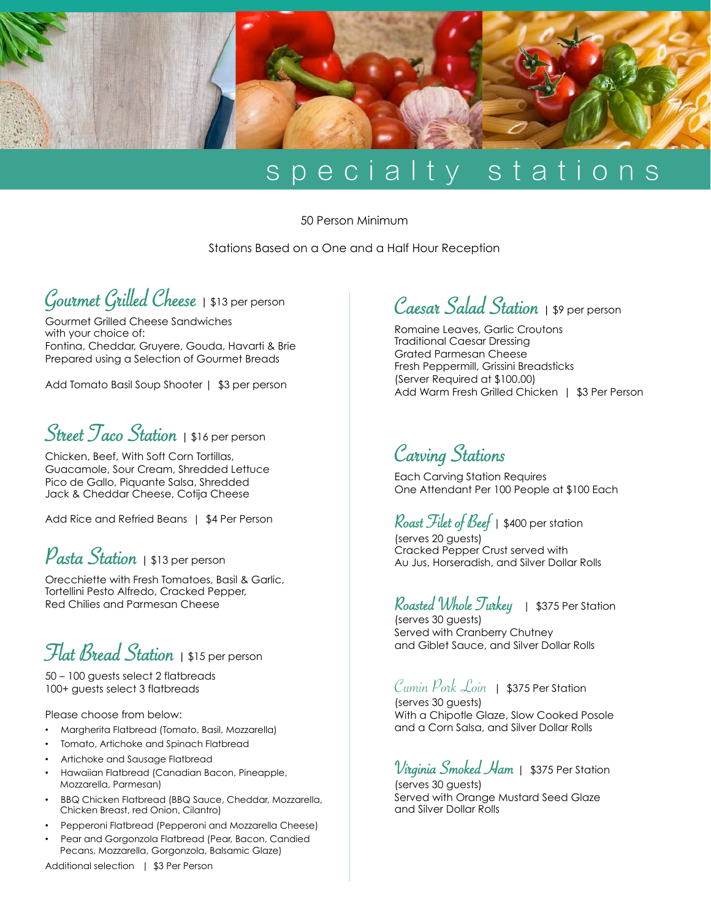# specialty stations

50 Person Minimum

Stations Based on a One and a Half Hour Reception

## Gourmet Grilled Cheese | $13 per person

Gourmet Grilled Cheese Sandwiches
with your choice of:
Fontina, Cheddar, Gruyere, Gouda, Havarti & Brie
Prepared using a Selection of Gourmet Breads

Add Tomato Basil Soup Shooter | $3 per person

## Street Taco Station | $16 per person

Chicken, Beef, With Soft Corn Tortillas,
Guacamole, Sour Cream, Shredded Lettuce
Pico de Gallo, Piquante Salsa, Shredded
Jack & Cheddar Cheese, Cotija Cheese

Add Rice and Refried Beans | $4 Per Person

## Pasta Station | $13 per person

Orecchiette with Fresh Tomatoes, Basil & Garlic,
Tortellini Pesto Alfredo, Cracked Pepper,
Red Chilies and Parmesan Cheese

## Flat Bread Station | $15 per person

50 – 100 guests select 2 flatbreads
100+ guests select 3 flatbreads

Please choose from below:

- Margherita Flatbread (Tomato, Basil, Mozzarella)
- Tomato, Artichoke and Spinach Flatbread
- Artichoke and Sausage Flatbread
- Hawaiian Flatbread (Canadian Bacon, Pineapple, Mozzarella, Parmesan)
- BBQ Chicken Flatbread (BBQ Sauce, Cheddar, Mozzarella, Chicken Breast, red Onion, Cilantro)
- Pepperoni Flatbread (Pepperoni and Mozzarella Cheese)
- Pear and Gorgonzola Flatbread (Pear, Bacon, Candied Pecans, Mozzarella, Gorgonzola, Balsamic Glaze)

Additional selection | $3 Per Person

## Caesar Salad Station | $9 per person

Romaine Leaves, Garlic Croutons
Traditional Caesar Dressing
Grated Parmesan Cheese
Fresh Peppermill, Grissini Breadsticks
(Server Required at $100.00)
Add Warm Fresh Grilled Chicken | $3 Per Person

## Carving Stations

Each Carving Station Requires
One Attendant Per 100 People at $100 Each

### Roast Filet of Beef | $400 per station

(serves 20 guests)
Cracked Pepper Crust served with
Au Jus, Horseradish, and Silver Dollar Rolls

### Roasted Whole Turkey | $375 Per Station

(serves 30 guests)
Served with Cranberry Chutney
and Giblet Sauce, and Silver Dollar Rolls

### Cumin Pork Loin | $375 Per Station

(serves 30 guests)
With a Chipotle Glaze, Slow Cooked Posole
and a Corn Salsa, and Silver Dollar Rolls

### Virginia Smoked Ham | $375 Per Station

(serves 30 guests)
Served with Orange Mustard Seed Glaze
and Silver Dollar Rolls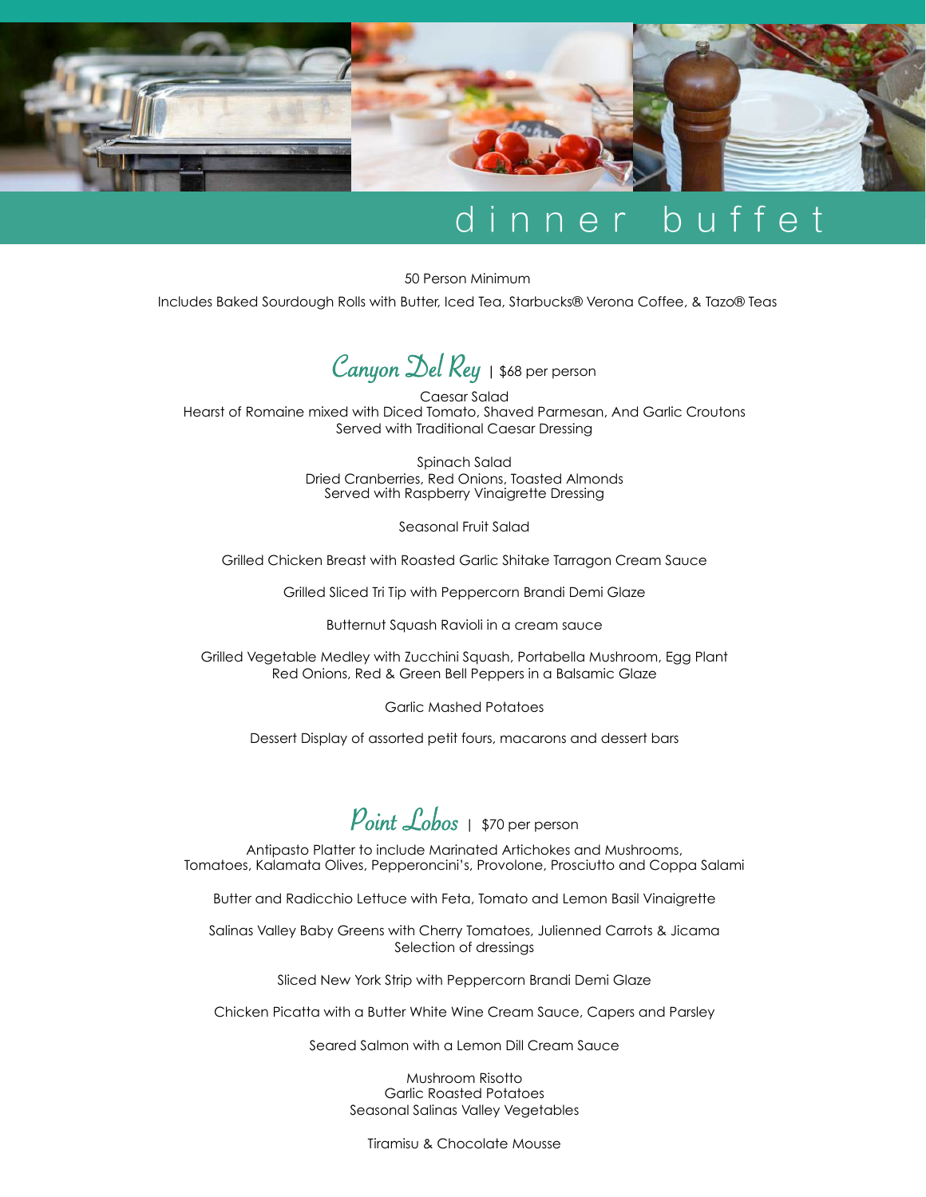# dinner buffet

50 Person Minimum

Includes Baked Sourdough Rolls with Butter, Iced Tea, Starbucks® Verona Coffee, & Tazo® Teas

## Canyon Del Rey | $68 per person

Caesar Salad
Hearst of Romaine mixed with Diced Tomato, Shaved Parmesan, And Garlic Croutons
Served with Traditional Caesar Dressing

Spinach Salad
Dried Cranberries, Red Onions, Toasted Almonds
Served with Raspberry Vinaigrette Dressing

Seasonal Fruit Salad

Grilled Chicken Breast with Roasted Garlic Shitake Tarragon Cream Sauce

Grilled Sliced Tri Tip with Peppercorn Brandi Demi Glaze

Butternut Squash Ravioli in a cream sauce

Grilled Vegetable Medley with Zucchini Squash, Portabella Mushroom, Egg Plant
Red Onions, Red & Green Bell Peppers in a Balsamic Glaze

Garlic Mashed Potatoes

Dessert Display of assorted petit fours, macarons and dessert bars

## Point Lobos | $70 per person

Antipasto Platter to include Marinated Artichokes and Mushrooms,
Tomatoes, Kalamata Olives, Pepperoncini's, Provolone, Prosciutto and Coppa Salami

Butter and Radicchio Lettuce with Feta, Tomato and Lemon Basil Vinaigrette

Salinas Valley Baby Greens with Cherry Tomatoes, Julienned Carrots & Jicama
Selection of dressings

Sliced New York Strip with Peppercorn Brandi Demi Glaze

Chicken Picatta with a Butter White Wine Cream Sauce, Capers and Parsley

Seared Salmon with a Lemon Dill Cream Sauce

Mushroom Risotto
Garlic Roasted Potatoes
Seasonal Salinas Valley Vegetables

Tiramisu & Chocolate Mousse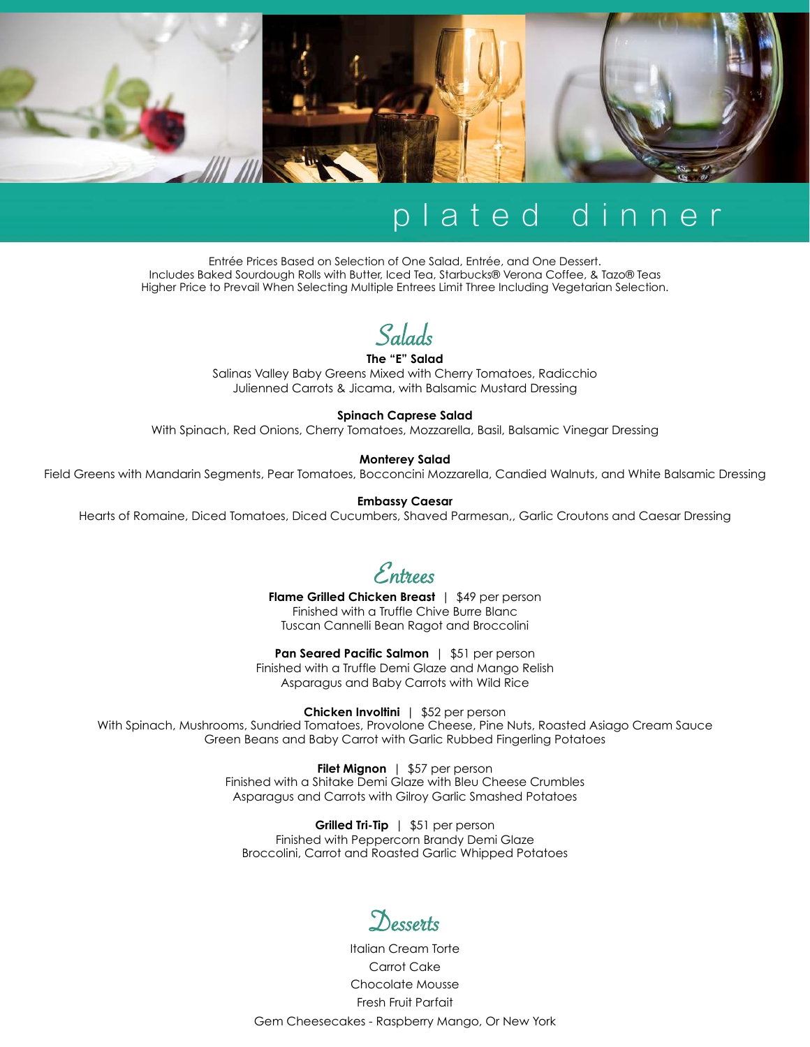# plated dinner

Entrée Prices Based on Selection of One Salad, Entrée, and One Dessert.
Includes Baked Sourdough Rolls with Butter, Iced Tea, Starbucks® Verona Coffee, & Tazo® Teas
Higher Price to Prevail When Selecting Multiple Entrees Limit Three Including Vegetarian Selection.

## Salads

**The "E" Salad**
Salinas Valley Baby Greens Mixed with Cherry Tomatoes, Radicchio
Julienned Carrots & Jicama, with Balsamic Mustard Dressing

**Spinach Caprese Salad**
With Spinach, Red Onions, Cherry Tomatoes, Mozzarella, Basil, Balsamic Vinegar Dressing

**Monterey Salad**
Field Greens with Mandarin Segments, Pear Tomatoes, Bocconcini Mozzarella, Candied Walnuts, and White Balsamic Dressing

**Embassy Caesar**
Hearts of Romaine, Diced Tomatoes, Diced Cucumbers, Shaved Parmesan,, Garlic Croutons and Caesar Dressing

## Entrees

**Flame Grilled Chicken Breast** | $49 per person
Finished with a Truffle Chive Burre Blanc
Tuscan Cannelli Bean Ragot and Broccolini

**Pan Seared Pacific Salmon** | $51 per person
Finished with a Truffle Demi Glaze and Mango Relish
Asparagus and Baby Carrots with Wild Rice

**Chicken Involtini** | $52 per person
With Spinach, Mushrooms, Sundried Tomatoes, Provolone Cheese, Pine Nuts, Roasted Asiago Cream Sauce
Green Beans and Baby Carrot with Garlic Rubbed Fingerling Potatoes

**Filet Mignon** | $57 per person
Finished with a Shitake Demi Glaze with Bleu Cheese Crumbles
Asparagus and Carrots with Gilroy Garlic Smashed Potatoes

**Grilled Tri-Tip** | $51 per person
Finished with Peppercorn Brandy Demi Glaze
Broccolini, Carrot and Roasted Garlic Whipped Potatoes

## Desserts

Italian Cream Torte
Carrot Cake
Chocolate Mousse
Fresh Fruit Parfait
Gem Cheesecakes - Raspberry Mango, Or New York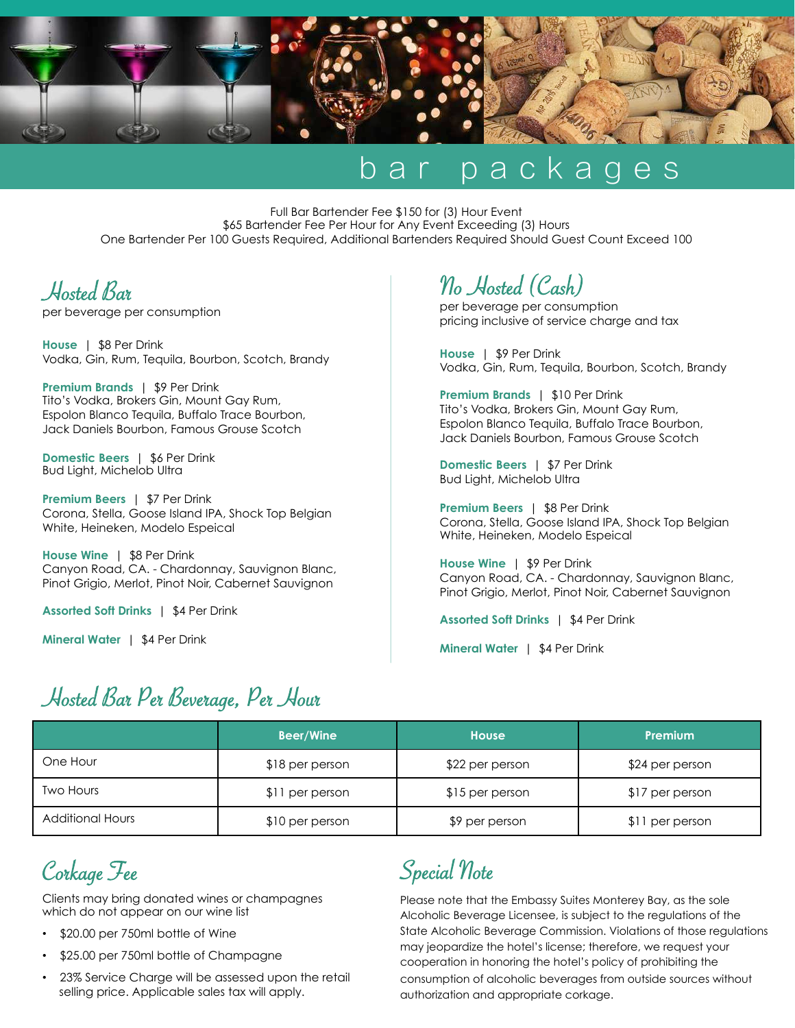# bar packages

Full Bar Bartender Fee $150 for (3) Hour Event
$65 Bartender Fee Per Hour for Any Event Exceeding (3) Hours
One Bartender Per 100 Guests Required, Additional Bartenders Required Should Guest Count Exceed 100

## Hosted Bar

per beverage per consumption

**House** | $8 Per Drink
Vodka, Gin, Rum, Tequila, Bourbon, Scotch, Brandy

**Premium Brands** | $9 Per Drink
Tito's Vodka, Brokers Gin, Mount Gay Rum, Espolon Blanco Tequila, Buffalo Trace Bourbon, Jack Daniels Bourbon, Famous Grouse Scotch

**Domestic Beers** | $6 Per Drink
Bud Light, Michelob Ultra

**Premium Beers** | $7 Per Drink
Corona, Stella, Goose Island IPA, Shock Top Belgian White, Heineken, Modelo Espeical

**House Wine** | $8 Per Drink
Canyon Road, CA. - Chardonnay, Sauvignon Blanc, Pinot Grigio, Merlot, Pinot Noir, Cabernet Sauvignon

**Assorted Soft Drinks** | $4 Per Drink

**Mineral Water** | $4 Per Drink

## No Hosted (Cash)

per beverage per consumption
pricing inclusive of service charge and tax

**House** | $9 Per Drink
Vodka, Gin, Rum, Tequila, Bourbon, Scotch, Brandy

**Premium Brands** | $10 Per Drink
Tito's Vodka, Brokers Gin, Mount Gay Rum, Espolon Blanco Tequila, Buffalo Trace Bourbon, Jack Daniels Bourbon, Famous Grouse Scotch

**Domestic Beers** | $7 Per Drink
Bud Light, Michelob Ultra

**Premium Beers** | $8 Per Drink
Corona, Stella, Goose Island IPA, Shock Top Belgian White, Heineken, Modelo Espeical

**House Wine** | $9 Per Drink
Canyon Road, CA. - Chardonnay, Sauvignon Blanc, Pinot Grigio, Merlot, Pinot Noir, Cabernet Sauvignon

**Assorted Soft Drinks** | $4 Per Drink

**Mineral Water** | $4 Per Drink

## Hosted Bar Per Beverage, Per Hour

| | Beer/Wine | House | Premium |
|---|---|---|---|
| One Hour | $18 per person | $22 per person | $24 per person |
| Two Hours | $11 per person | $15 per person | $17 per person |
| Additional Hours | $10 per person | $9 per person | $11 per person |

## Corkage Fee

Clients may bring donated wines or champagnes which do not appear on our wine list

- $20.00 per 750ml bottle of Wine
- $25.00 per 750ml bottle of Champagne
- 23% Service Charge will be assessed upon the retail selling price. Applicable sales tax will apply.

## Special Note

Please note that the Embassy Suites Monterey Bay, as the sole Alcoholic Beverage Licensee, is subject to the regulations of the State Alcoholic Beverage Commission. Violations of those regulations may jeopardize the hotel's license; therefore, we request your cooperation in honoring the hotel's policy of prohibiting the consumption of alcoholic beverages from outside sources without authorization and appropriate corkage.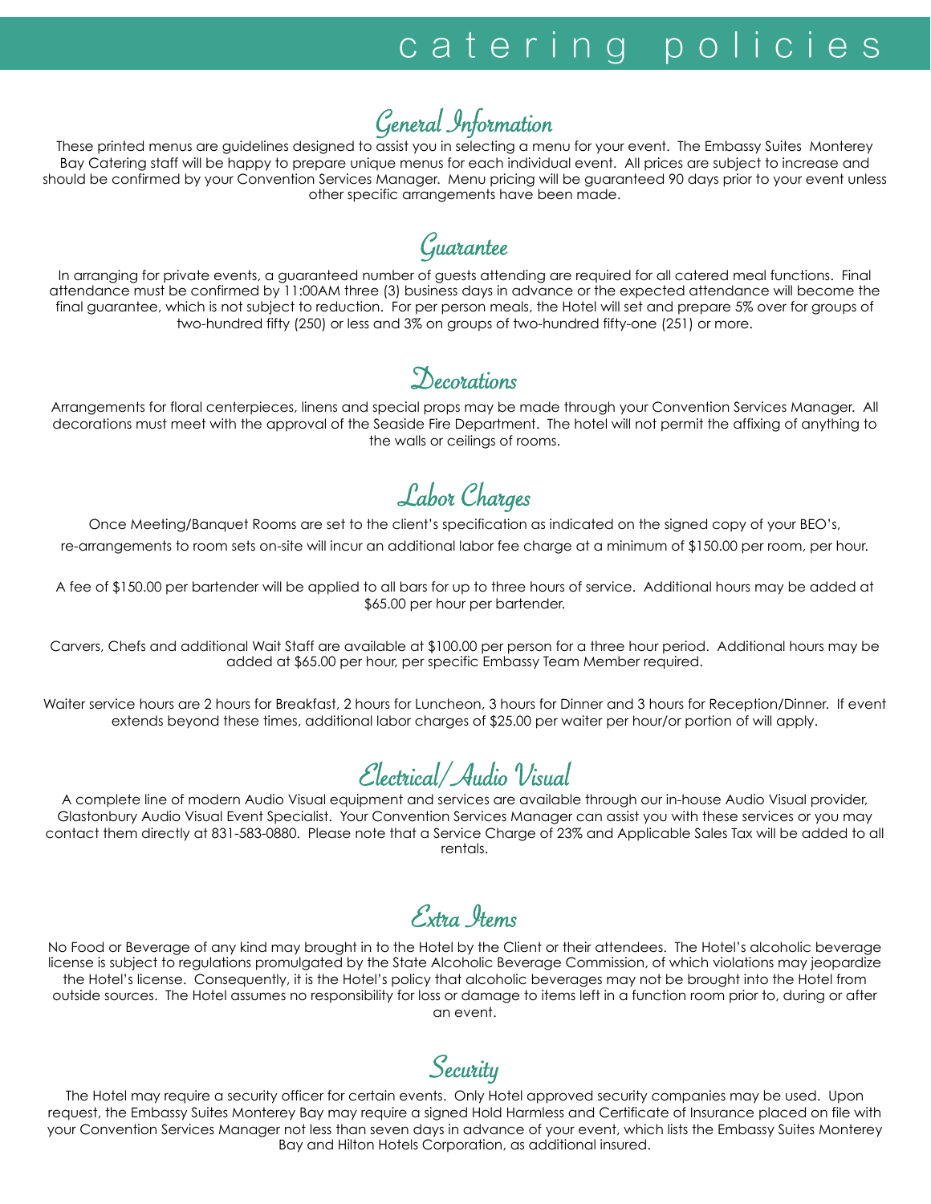# catering policies

## General Information

These printed menus are guidelines designed to assist you in selecting a menu for your event. The Embassy Suites Monterey Bay Catering staff will be happy to prepare unique menus for each individual event. All prices are subject to increase and should be confirmed by your Convention Services Manager. Menu pricing will be guaranteed 90 days prior to your event unless other specific arrangements have been made.

## Guarantee

In arranging for private events, a guaranteed number of guests attending are required for all catered meal functions. Final attendance must be confirmed by 11:00AM three (3) business days in advance or the expected attendance will become the final guarantee, which is not subject to reduction. For per person meals, the Hotel will set and prepare 5% over for groups of two-hundred fifty (250) or less and 3% on groups of two-hundred fifty-one (251) or more.

## Decorations

Arrangements for floral centerpieces, linens and special props may be made through your Convention Services Manager. All decorations must meet with the approval of the Seaside Fire Department. The hotel will not permit the affixing of anything to the walls or ceilings of rooms.

## Labor Charges

Once Meeting/Banquet Rooms are set to the client's specification as indicated on the signed copy of your BEO's, re-arrangements to room sets on-site will incur an additional labor fee charge at a minimum of $150.00 per room, per hour.

A fee of $150.00 per bartender will be applied to all bars for up to three hours of service. Additional hours may be added at $65.00 per hour per bartender.

Carvers, Chefs and additional Wait Staff are available at $100.00 per person for a three hour period. Additional hours may be added at $65.00 per hour, per specific Embassy Team Member required.

Waiter service hours are 2 hours for Breakfast, 2 hours for Luncheon, 3 hours for Dinner and 3 hours for Reception/Dinner. If event extends beyond these times, additional labor charges of $25.00 per waiter per hour/or portion of will apply.

## Electrical/Audio Visual

A complete line of modern Audio Visual equipment and services are available through our in-house Audio Visual provider, Glastonbury Audio Visual Event Specialist. Your Convention Services Manager can assist you with these services or you may contact them directly at 831-583-0880. Please note that a Service Charge of 23% and Applicable Sales Tax will be added to all rentals.

## Extra Items

No Food or Beverage of any kind may brought in to the Hotel by the Client or their attendees. The Hotel's alcoholic beverage license is subject to regulations promulgated by the State Alcoholic Beverage Commission, of which violations may jeopardize the Hotel's license. Consequently, it is the Hotel's policy that alcoholic beverages may not be brought into the Hotel from outside sources. The Hotel assumes no responsibility for loss or damage to items left in a function room prior to, during or after an event.

## Security

The Hotel may require a security officer for certain events. Only Hotel approved security companies may be used. Upon request, the Embassy Suites Monterey Bay may require a signed Hold Harmless and Certificate of Insurance placed on file with your Convention Services Manager not less than seven days in advance of your event, which lists the Embassy Suites Monterey Bay and Hilton Hotels Corporation, as additional insured.